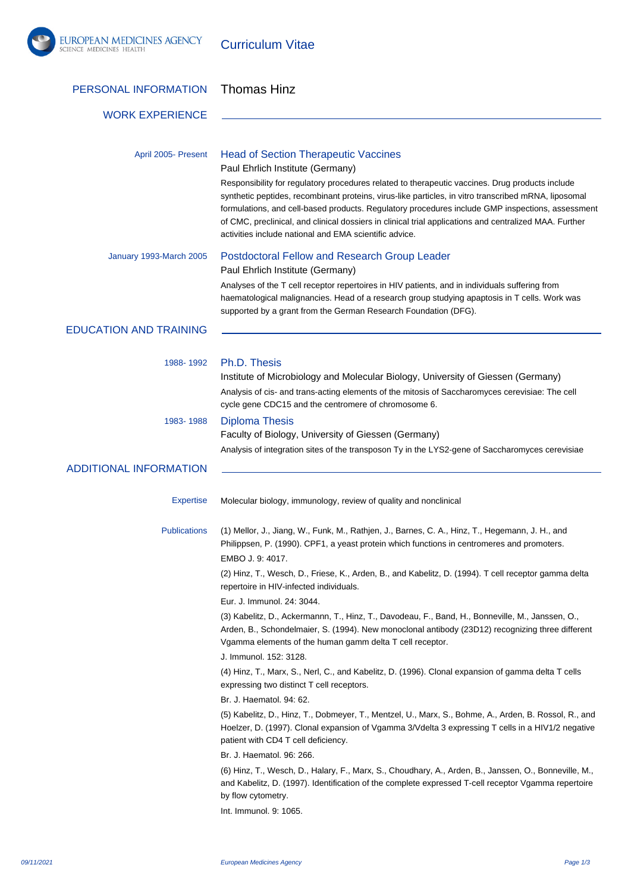# Curriculum Vitae

## PERSONAL INFORMATION

Thomas Hinz

## WORK EXPERIENCE

**April 2005- Present**

### Head of Section Therapeutic Vaccines

Paul Ehrlich Institute (Germany)

Responsibility for regulatory procedures related to therapeutic vaccines. Drug products include synthetic peptides, recombinant proteins, virus-like particles, in vitro transcribed mRNA, liposomal formulations, and cell-based products. Regulatory procedures include GMP inspections, assessment of CMC, preclinical, and clinical dossiers in clinical trial applications and centralized MAA. Further activities include national and EMA scientific advice.

**January 1993-March 2005**

### Postdoctoral Fellow and Research Group Leader

Paul Ehrlich Institute (Germany)

Analyses of the T cell receptor repertoires in HIV patients, and in individuals suffering from haematological malignancies. Head of a research group studying apoptosis in T cells. Work was supported by a grant from the German Research Foundation (DFG).

## EDUCATION AND TRAINING

**1988- 1992**

### Ph.D. Thesis

Institute of Microbiology and Molecular Biology, University of Giessen (Germany)

Analysis of cis- and trans-acting elements of the mitosis of Saccharomyces cerevisiae: The cell cycle gene CDC15 and the centromere of chromosome 6.

**1983- 1988**

### Diploma Thesis

Faculty of Biology, University of Giessen (Germany)

Analysis of integration sites of the transposon Ty in the LYS2-gene of Saccharomyces cerevisiae

## ADDITIONAL INFORMATION

**Expertise**

Molecular biology, immunology, review of quality and nonclinical

**Publications**

(1) Mellor, J., Jiang, W., Funk, M., Rathjen, J., Barnes, C. A., Hinz, T., Hegemann, J. H., and Philippsen, P. (1990). CPF1, a yeast protein which functions in centromeres and promoters.

EMBO J. 9: 4017.

(2) Hinz, T., Wesch, D., Friese, K., Arden, B., and Kabelitz, D. (1994). T cell receptor gamma delta repertoire in HIV-infected individuals.

Eur. J. Immunol. 24: 3044.

(3) Kabelitz, D., Ackermannn, T., Hinz, T., Davodeau, F., Band, H., Bonneville, M., Janssen, O., Arden, B., Schondelmaier, S. (1994). New monoclonal antibody (23D12) recognizing three different Vgamma elements of the human gamm delta T cell receptor.

J. Immunol. 152: 3128.

(4) Hinz, T., Marx, S., Nerl, C., and Kabelitz, D. (1996). Clonal expansion of gamma delta T cells expressing two distinct T cell receptors.

Br. J. Haematol. 94: 62.

(5) Kabelitz, D., Hinz, T., Dobmeyer, T., Mentzel, U., Marx, S., Bohme, A., Arden, B. Rossol, R., and Hoelzer, D. (1997). Clonal expansion of Vgamma 3/Vdelta 3 expressing T cells in a HIV1/2 negative patient with CD4 T cell deficiency.

Br. J. Haematol. 96: 266.

(6) Hinz, T., Wesch, D., Halary, F., Marx, S., Choudhary, A., Arden, B., Janssen, O., Bonneville, M., and Kabelitz, D. (1997). Identification of the complete expressed T-cell receptor Vgamma repertoire by flow cytometry.

Int. Immunol. 9: 1065.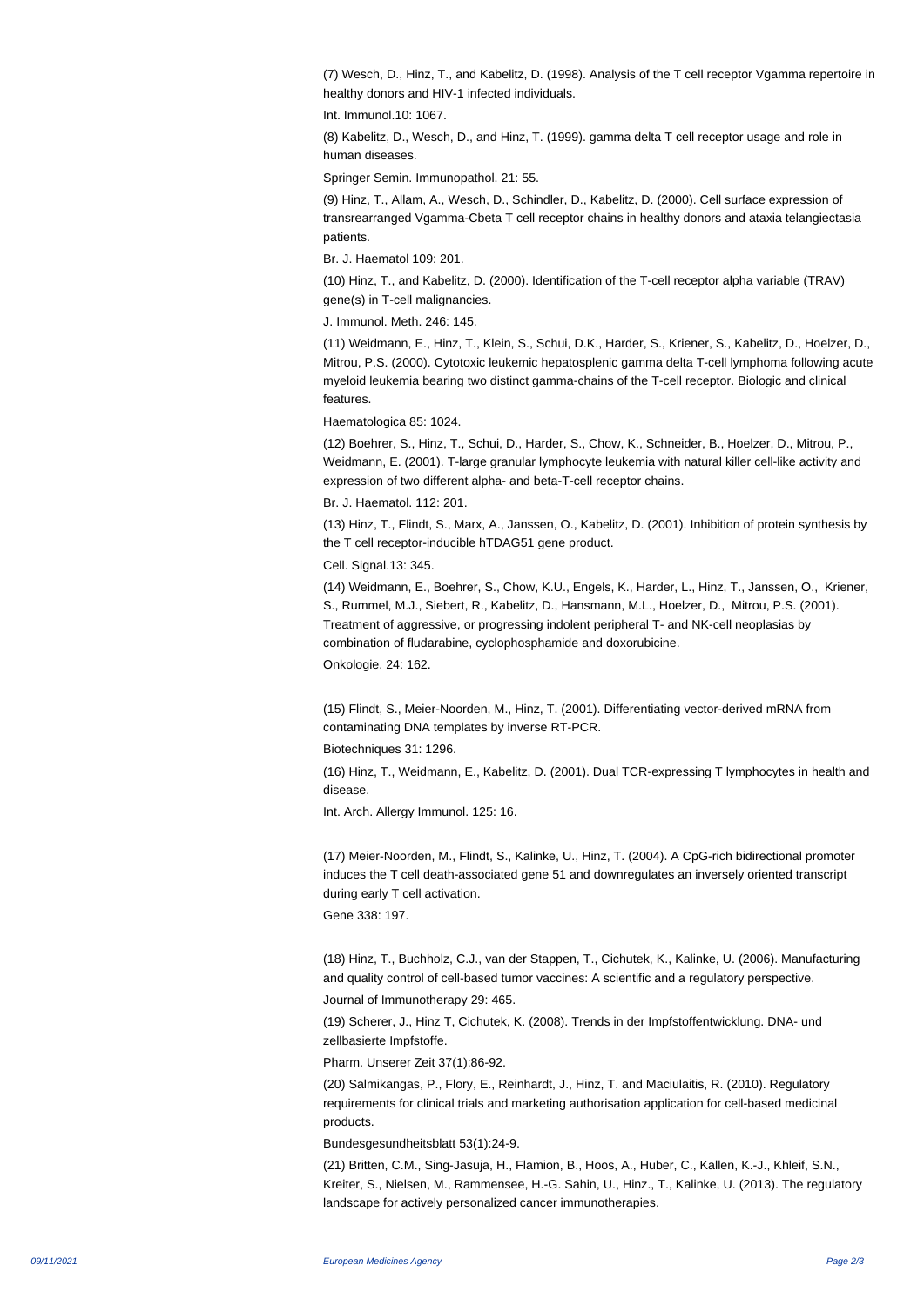(7) Wesch, D., Hinz, T., and Kabelitz, D. (1998). Analysis of the T cell receptor Vgamma repertoire in healthy donors and HIV-1 infected individuals.

Int. Immunol.10: 1067.

(8) Kabelitz, D., Wesch, D., and Hinz, T. (1999). gamma delta T cell receptor usage and role in human diseases.

Springer Semin. Immunopathol. 21: 55.

(9) Hinz, T., Allam, A., Wesch, D., Schindler, D., Kabelitz, D. (2000). Cell surface expression of transrearranged Vgamma-Cbeta T cell receptor chains in healthy donors and ataxia telangiectasia patients.

Br. J. Haematol 109: 201.

(10) Hinz, T., and Kabelitz, D. (2000). Identification of the T-cell receptor alpha variable (TRAV) gene(s) in T-cell malignancies.

J. Immunol. Meth. 246: 145.

(11) Weidmann, E., Hinz, T., Klein, S., Schui, D.K., Harder, S., Kriener, S., Kabelitz, D., Hoelzer, D., Mitrou, P.S. (2000). Cytotoxic leukemic hepatosplenic gamma delta T-cell lymphoma following acute myeloid leukemia bearing two distinct gamma-chains of the T-cell receptor. Biologic and clinical features.

Haematologica 85: 1024.

(12) Boehrer, S., Hinz, T., Schui, D., Harder, S., Chow, K., Schneider, B., Hoelzer, D., Mitrou, P., Weidmann, E. (2001). T-large granular lymphocyte leukemia with natural killer cell-like activity and expression of two different alpha- and beta-T-cell receptor chains.

Br. J. Haematol. 112: 201.

(13) Hinz, T., Flindt, S., Marx, A., Janssen, O., Kabelitz, D. (2001). Inhibition of protein synthesis by the T cell receptor-inducible hTDAG51 gene product.

Cell. Signal.13: 345.

(14) Weidmann, E., Boehrer, S., Chow, K.U., Engels, K., Harder, L., Hinz, T., Janssen, O., Kriener, S., Rummel, M.J., Siebert, R., Kabelitz, D., Hansmann, M.L., Hoelzer, D., Mitrou, P.S. (2001). Treatment of aggressive, or progressing indolent peripheral T- and NK-cell neoplasias by combination of fludarabine, cyclophosphamide and doxorubicine.

Onkologie, 24: 162.

(15) Flindt, S., Meier-Noorden, M., Hinz, T. (2001). Differentiating vector-derived mRNA from contaminating DNA templates by inverse RT-PCR.

Biotechniques 31: 1296.

(16) Hinz, T., Weidmann, E., Kabelitz, D. (2001). Dual TCR-expressing T lymphocytes in health and disease.

Int. Arch. Allergy Immunol. 125: 16.

(17) Meier-Noorden, M., Flindt, S., Kalinke, U., Hinz, T. (2004). A CpG-rich bidirectional promoter induces the T cell death-associated gene 51 and downregulates an inversely oriented transcript during early T cell activation.

Gene 338: 197.

(18) Hinz, T., Buchholz, C.J., van der Stappen, T., Cichutek, K., Kalinke, U. (2006). Manufacturing and quality control of cell-based tumor vaccines: A scientific and a regulatory perspective.

Journal of Immunotherapy 29: 465.

(19) Scherer, J., Hinz T, Cichutek, K. (2008). Trends in der Impfstoffentwicklung. DNA- und zellbasierte Impfstoffe.

Pharm. Unserer Zeit 37(1):86-92.

(20) Salmikangas, P., Flory, E., Reinhardt, J., Hinz, T. and Maciulaitis, R. (2010). Regulatory requirements for clinical trials and marketing authorisation application for cell-based medicinal products.

Bundesgesundheitsblatt 53(1):24-9.

(21) Britten, C.M., Sing-Jasuja, H., Flamion, B., Hoos, A., Huber, C., Kallen, K.-J., Khleif, S.N., Kreiter, S., Nielsen, M., Rammensee, H.-G. Sahin, U., Hinz., T., Kalinke, U. (2013). The regulatory landscape for actively personalized cancer immunotherapies.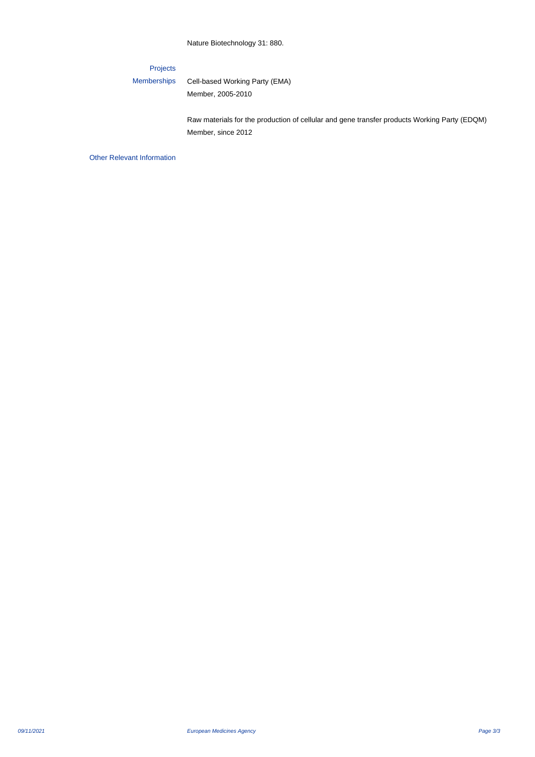Nature Biotechnology 31: 880.

**Projects**

**Memberships**

Cell-based Working Party (EMA)
Member, 2005-2010

Raw materials for the production of cellular and gene transfer products Working Party (EDQM)
Member, since 2012

**Other Relevant Information**